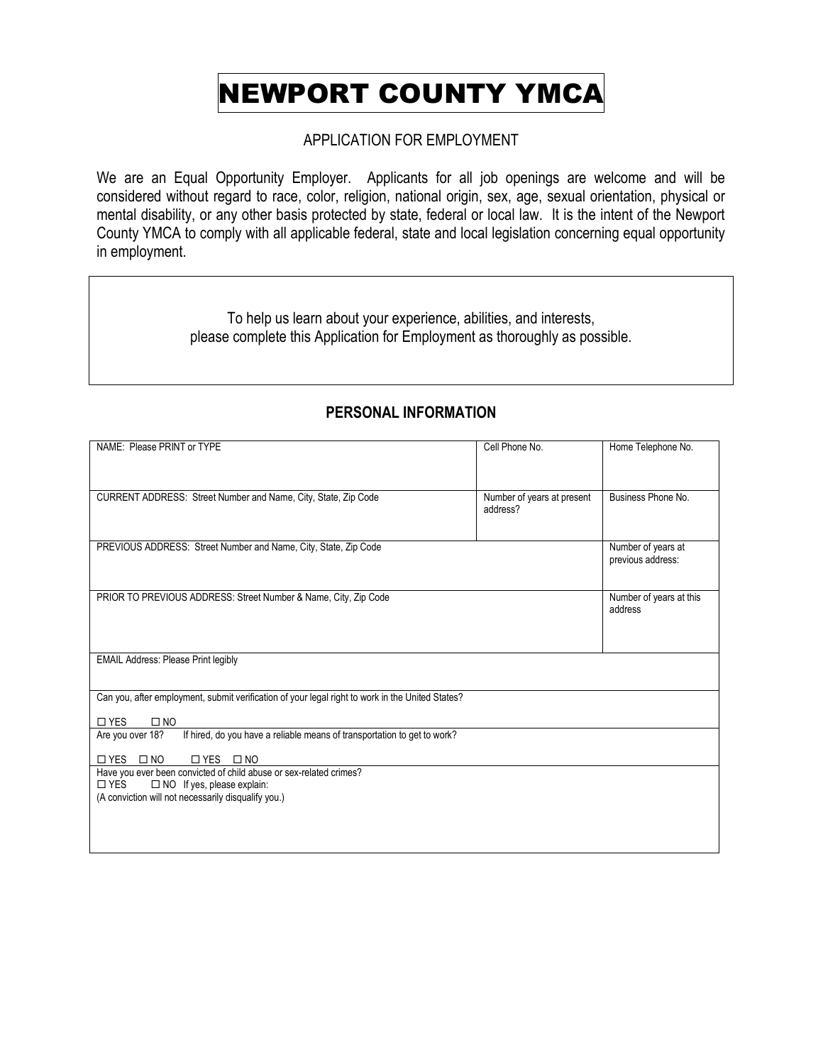# NEWPORT COUNTY YMCA

APPLICATION FOR EMPLOYMENT

We are an Equal Opportunity Employer. Applicants for all job openings are welcome and will be considered without regard to race, color, religion, national origin, sex, age, sexual orientation, physical or mental disability, or any other basis protected by state, federal or local law. It is the intent of the Newport County YMCA to comply with all applicable federal, state and local legislation concerning equal opportunity in employment.

To help us learn about your experience, abilities, and interests, please complete this Application for Employment as thoroughly as possible.

## PERSONAL INFORMATION

| NAME: Please PRINT or TYPE | Cell Phone No. | Home Telephone No. |
|---|---|---|
| CURRENT ADDRESS: Street Number and Name, City, State, Zip Code | Number of years at present address? | Business Phone No. |
| PREVIOUS ADDRESS: Street Number and Name, City, State, Zip Code | | Number of years at previous address: |
| PRIOR TO PREVIOUS ADDRESS: Street Number & Name, City, Zip Code | | Number of years at this address |
| EMAIL Address: Please Print legibly | | |
| Can you, after employment, submit verification of your legal right to work in the United States? ☐ YES ☐ NO | | |
| Are you over 18? ☐ YES ☐ NO  If hired, do you have a reliable means of transportation to get to work? ☐ YES ☐ NO | | |
| Have you ever been convicted of child abuse or sex-related crimes? ☐ YES ☐ NO If yes, please explain: (A conviction will not necessarily disqualify you.) | | |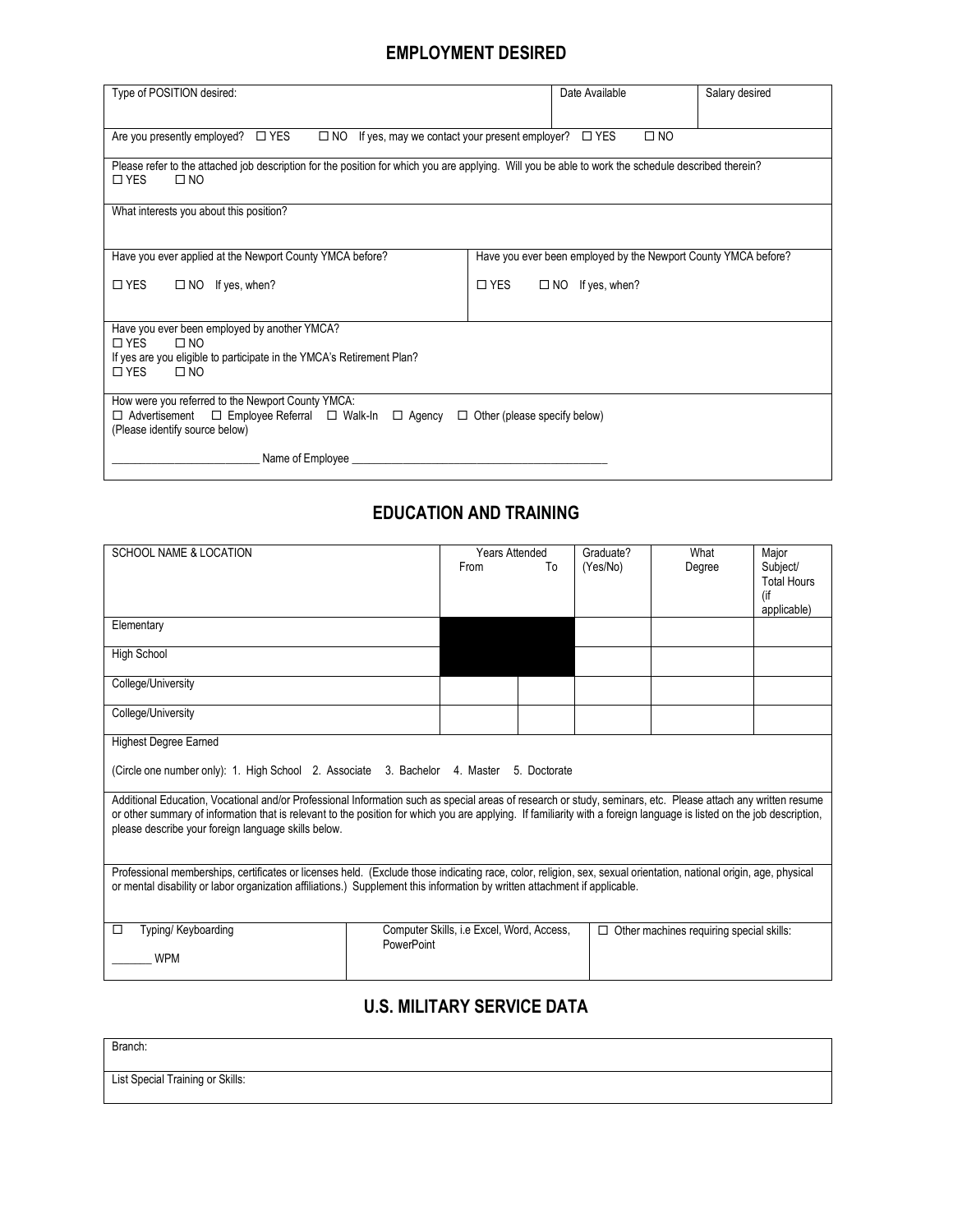## EMPLOYMENT DESIRED

| Type of POSITION desired: | Date Available | Salary desired |
|---|---|---|

Are you presently employed? ☐ YES ☐ NO If yes, may we contact your present employer? ☐ YES ☐ NO

Please refer to the attached job description for the position for which you are applying. Will you be able to work the schedule described therein?
☐ YES ☐ NO

What interests you about this position?

| Have you ever applied at the Newport County YMCA before? | Have you ever been employed by the Newport County YMCA before? |
|---|---|
| ☐ YES ☐ NO If yes, when? | ☐ YES ☐ NO If yes, when? |

Have you ever been employed by another YMCA?
☐ YES ☐ NO
If yes are you eligible to participate in the YMCA's Retirement Plan?
☐ YES ☐ NO

How were you referred to the Newport County YMCA:
☐ Advertisement ☐ Employee Referral ☐ Walk-In ☐ Agency ☐ Other (please specify below)
(Please identify source below)

_________________________ Name of Employee ___________________________________________

## EDUCATION AND TRAINING

| SCHOOL NAME & LOCATION | Years Attended From | Years Attended To | Graduate? (Yes/No) | What Degree | Major Subject/ Total Hours (if applicable) |
|---|---|---|---|---|---|
| Elementary | | | | | |
| High School | | | | | |
| College/University | | | | | |
| College/University | | | | | |

Highest Degree Earned

(Circle one number only): 1. High School 2. Associate 3. Bachelor 4. Master 5. Doctorate

Additional Education, Vocational and/or Professional Information such as special areas of research or study, seminars, etc. Please attach any written resume or other summary of information that is relevant to the position for which you are applying. If familiarity with a foreign language is listed on the job description, please describe your foreign language skills below.

Professional memberships, certificates or licenses held. (Exclude those indicating race, color, religion, sex, sexual orientation, national origin, age, physical or mental disability or labor organization affiliations.) Supplement this information by written attachment if applicable.

| ☐ Typing/ Keyboarding _______ WPM | Computer Skills, i.e Excel, Word, Access, PowerPoint | ☐ Other machines requiring special skills: |
|---|---|---|

## U.S. MILITARY SERVICE DATA

Branch:

List Special Training or Skills: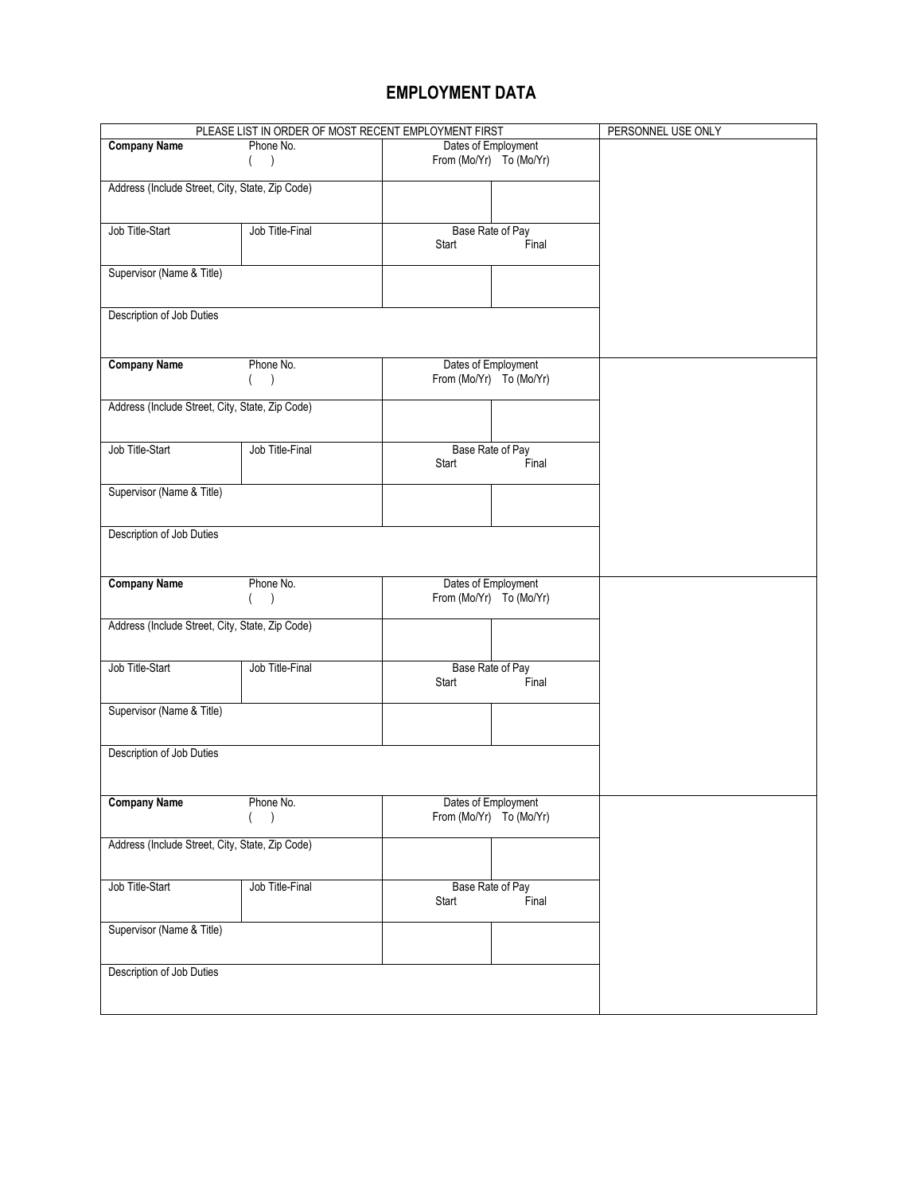# EMPLOYMENT DATA

| PLEASE LIST IN ORDER OF MOST RECENT EMPLOYMENT FIRST | | | | PERSONNEL USE ONLY |
|---|---|---|---|---|
| **Company Name** | Phone No. ( ) | Dates of Employment From (Mo/Yr) | To (Mo/Yr) | |
| Address (Include Street, City, State, Zip Code) | | | | |
| Job Title-Start | Job Title-Final | Base Rate of Pay Start | Final | |
| Supervisor (Name & Title) | | | | |
| Description of Job Duties | | | | |
| **Company Name** | Phone No. ( ) | Dates of Employment From (Mo/Yr) | To (Mo/Yr) | |
| Address (Include Street, City, State, Zip Code) | | | | |
| Job Title-Start | Job Title-Final | Base Rate of Pay Start | Final | |
| Supervisor (Name & Title) | | | | |
| Description of Job Duties | | | | |
| **Company Name** | Phone No. ( ) | Dates of Employment From (Mo/Yr) | To (Mo/Yr) | |
| Address (Include Street, City, State, Zip Code) | | | | |
| Job Title-Start | Job Title-Final | Base Rate of Pay Start | Final | |
| Supervisor (Name & Title) | | | | |
| Description of Job Duties | | | | |
| **Company Name** | Phone No. ( ) | Dates of Employment From (Mo/Yr) | To (Mo/Yr) | |
| Address (Include Street, City, State, Zip Code) | | | | |
| Job Title-Start | Job Title-Final | Base Rate of Pay Start | Final | |
| Supervisor (Name & Title) | | | | |
| Description of Job Duties | | | | |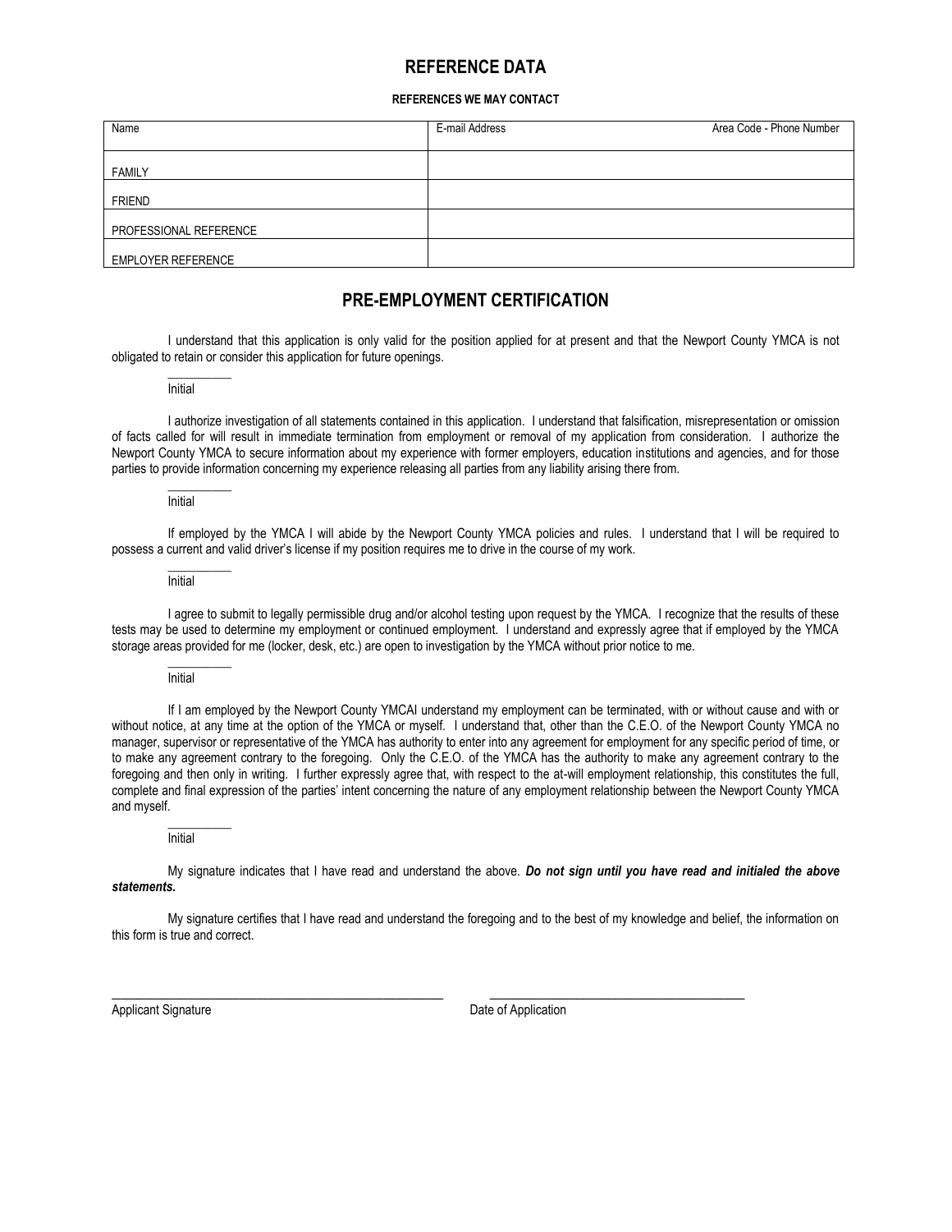## REFERENCE DATA

**REFERENCES WE MAY CONTACT**

| Name | E-mail Address | Area Code - Phone Number |
|---|---|---|
| FAMILY | | |
| FRIEND | | |
| PROFESSIONAL REFERENCE | | |
| EMPLOYER REFERENCE | | |

## PRE-EMPLOYMENT CERTIFICATION

I understand that this application is only valid for the position applied for at present and that the Newport County YMCA is not obligated to retain or consider this application for future openings.

__________
Initial

I authorize investigation of all statements contained in this application. I understand that falsification, misrepresentation or omission of facts called for will result in immediate termination from employment or removal of my application from consideration. I authorize the Newport County YMCA to secure information about my experience with former employers, education institutions and agencies, and for those parties to provide information concerning my experience releasing all parties from any liability arising there from.

__________
Initial

If employed by the YMCA I will abide by the Newport County YMCA policies and rules. I understand that I will be required to possess a current and valid driver's license if my position requires me to drive in the course of my work.

__________
Initial

I agree to submit to legally permissible drug and/or alcohol testing upon request by the YMCA. I recognize that the results of these tests may be used to determine my employment or continued employment. I understand and expressly agree that if employed by the YMCA storage areas provided for me (locker, desk, etc.) are open to investigation by the YMCA without prior notice to me.

__________
Initial

If I am employed by the Newport County YMCAI understand my employment can be terminated, with or without cause and with or without notice, at any time at the option of the YMCA or myself. I understand that, other than the C.E.O. of the Newport County YMCA no manager, supervisor or representative of the YMCA has authority to enter into any agreement for employment for any specific period of time, or to make any agreement contrary to the foregoing. Only the C.E.O. of the YMCA has the authority to make any agreement contrary to the foregoing and then only in writing. I further expressly agree that, with respect to the at-will employment relationship, this constitutes the full, complete and final expression of the parties' intent concerning the nature of any employment relationship between the Newport County YMCA and myself.

__________
Initial

My signature indicates that I have read and understand the above. ***Do not sign until you have read and initialed the above statements.***

My signature certifies that I have read and understand the foregoing and to the best of my knowledge and belief, the information on this form is true and correct.

_______________________________________________ &nbsp;&nbsp;&nbsp;&nbsp; ____________________________________

Applicant Signature &nbsp;&nbsp;&nbsp;&nbsp; Date of Application